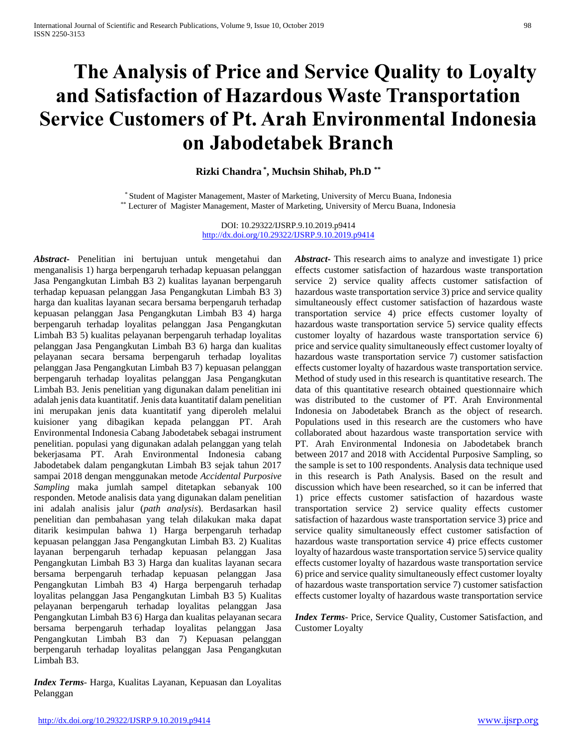# The Analysis of Price and Service Quality to Loyalty and Satisfaction of Hazardous Waste Transportation Service Customers of Pt. Arah Environmental Indonesia on Jabodetabek Branch

**Rizki Chandra [*], Muchsin Shihab, Ph.D [**]**

[*] Student of Magister Management, Master of Marketing, University of Mercu Buana, Indonesia
[**] Lecturer of Magister Management, Master of Marketing, University of Mercu Buana, Indonesia

DOI: 10.29322/IJSRP.9.10.2019.p9414
http://dx.doi.org/10.29322/IJSRP.9.10.2019.p9414

***Abstract***- Penelitian ini bertujuan untuk mengetahui dan menganalisis 1) harga berpengaruh terhadap kepuasan pelanggan Jasa Pengangkutan Limbah B3 2) kualitas layanan berpengaruh terhadap kepuasan pelanggan Jasa Pengangkutan Limbah B3 3) harga dan kualitas layanan secara bersama berpengaruh terhadap kepuasan pelanggan Jasa Pengangkutan Limbah B3 4) harga berpengaruh terhadap loyalitas pelanggan Jasa Pengangkutan Limbah B3 5) kualitas pelayanan berpengaruh terhadap loyalitas pelanggan Jasa Pengangkutan Limbah B3 6) harga dan kualitas pelayanan secara bersama berpengaruh terhadap loyalitas pelanggan Jasa Pengangkutan Limbah B3 7) kepuasan pelanggan berpengaruh terhadap loyalitas pelanggan Jasa Pengangkutan Limbah B3. Jenis penelitian yang digunakan dalam penelitian ini adalah jenis data kuantitatif. Jenis data kuantitatif dalam penelitian ini merupakan jenis data kuantitatif yang diperoleh melalui kuisioner yang dibagikan kepada pelanggan PT. Arah Environmental Indonesia Cabang Jabodetabek sebagai instrument penelitian. populasi yang digunakan adalah pelanggan yang telah bekerjasama PT. Arah Environmental Indonesia cabang Jabodetabek dalam pengangkutan Limbah B3 sejak tahun 2017 sampai 2018 dengan menggunakan metode *Accidental Purposive Sampling* maka jumlah sampel ditetapkan sebanyak 100 responden. Metode analisis data yang digunakan dalam penelitian ini adalah analisis jalur (*path analysis*). Berdasarkan hasil penelitian dan pembahasan yang telah dilakukan maka dapat ditarik kesimpulan bahwa 1) Harga berpengaruh terhadap kepuasan pelanggan Jasa Pengangkutan Limbah B3. 2) Kualitas layanan berpengaruh terhadap kepuasan pelanggan Jasa Pengangkutan Limbah B3 3) Harga dan kualitas layanan secara bersama berpengaruh terhadap kepuasan pelanggan Jasa Pengangkutan Limbah B3 4) Harga berpengaruh terhadap loyalitas pelanggan Jasa Pengangkutan Limbah B3 5) Kualitas pelayanan berpengaruh terhadap loyalitas pelanggan Jasa Pengangkutan Limbah B3 6) Harga dan kualitas pelayanan secara bersama berpengaruh terhadap loyalitas pelanggan Jasa Pengangkutan Limbah B3 dan 7) Kepuasan pelanggan berpengaruh terhadap loyalitas pelanggan Jasa Pengangkutan Limbah B3.

***Index Terms***- Harga, Kualitas Layanan, Kepuasan dan Loyalitas Pelanggan

***Abstract***- This research aims to analyze and investigate 1) price effects customer satisfaction of hazardous waste transportation service 2) service quality affects customer satisfaction of hazardous waste transportation service 3) price and service quality simultaneously effect customer satisfaction of hazardous waste transportation service 4) price effects customer loyalty of hazardous waste transportation service 5) service quality effects customer loyalty of hazardous waste transportation service 6) price and service quality simultaneously effect customer loyalty of hazardous waste transportation service 7) customer satisfaction effects customer loyalty of hazardous waste transportation service. Method of study used in this research is quantitative research. The data of this quantitative research obtained questionnaire which was distributed to the customer of PT. Arah Environmental Indonesia on Jabodetabek Branch as the object of research. Populations used in this research are the customers who have collaborated about hazardous waste transportation service with PT. Arah Environmental Indonesia on Jabodetabek branch between 2017 and 2018 with Accidental Purposive Sampling, so the sample is set to 100 respondents. Analysis data technique used in this research is Path Analysis. Based on the result and discussion which have been researched, so it can be inferred that 1) price effects customer satisfaction of hazardous waste transportation service 2) service quality effects customer satisfaction of hazardous waste transportation service 3) price and service quality simultaneously effect customer satisfaction of hazardous waste transportation service 4) price effects customer loyalty of hazardous waste transportation service 5) service quality effects customer loyalty of hazardous waste transportation service 6) price and service quality simultaneously effect customer loyalty of hazardous waste transportation service 7) customer satisfaction effects customer loyalty of hazardous waste transportation service

***Index Terms***- Price, Service Quality, Customer Satisfaction, and Customer Loyalty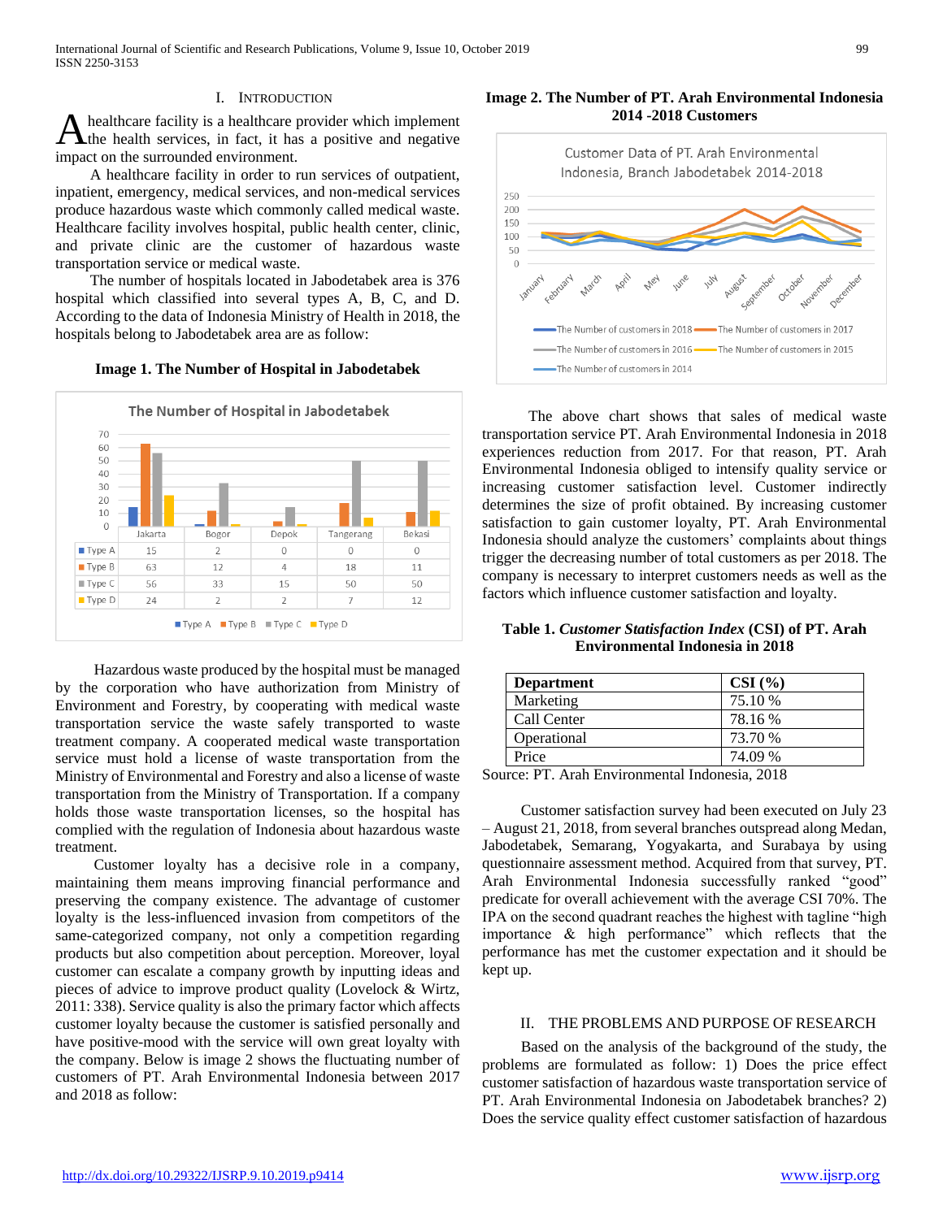## I. INTRODUCTION

A healthcare facility is a healthcare provider which implement the health services, in fact, it has a positive and negative impact on the surrounded environment.

A healthcare facility in order to run services of outpatient, inpatient, emergency, medical services, and non-medical services produce hazardous waste which commonly called medical waste. Healthcare facility involves hospital, public health center, clinic, and private clinic are the customer of hazardous waste transportation service or medical waste.

The number of hospitals located in Jabodetabek area is 376 hospital which classified into several types A, B, C, and D. According to the data of Indonesia Ministry of Health in 2018, the hospitals belong to Jabodetabek area are as follow:

**Image 1. The Number of Hospital in Jabodetabek**

The Number of Hospital in Jabodetabek

| | Jakarta | Bogor | Depok | Tangerang | Bekasi |
|---|---|---|---|---|---|
| Type A | 15 | 2 | 0 | 0 | 0 |
| Type B | 63 | 12 | 4 | 18 | 11 |
| Type C | 56 | 33 | 15 | 50 | 50 |
| Type D | 24 | 2 | 2 | 7 | 12 |

Hazardous waste produced by the hospital must be managed by the corporation who have authorization from Ministry of Environment and Forestry, by cooperating with medical waste transportation service the waste safely transported to waste treatment company. A cooperated medical waste transportation service must hold a license of waste transportation from the Ministry of Environmental and Forestry and also a license of waste transportation from the Ministry of Transportation. If a company holds those waste transportation licenses, so the hospital has complied with the regulation of Indonesia about hazardous waste treatment.

Customer loyalty has a decisive role in a company, maintaining them means improving financial performance and preserving the company existence. The advantage of customer loyalty is the less-influenced invasion from competitors of the same-categorized company, not only a competition regarding products but also competition about perception. Moreover, loyal customer can escalate a company growth by inputting ideas and pieces of advice to improve product quality (Lovelock & Wirtz, 2011: 338). Service quality is also the primary factor which affects customer loyalty because the customer is satisfied personally and have positive-mood with the service will own great loyalty with the company. Below is image 2 shows the fluctuating number of customers of PT. Arah Environmental Indonesia between 2017 and 2018 as follow:

**Image 2. The Number of PT. Arah Environmental Indonesia 2014 -2018 Customers**

Customer Data of PT. Arah Environmental Indonesia, Branch Jabodetabek 2014-2018

The above chart shows that sales of medical waste transportation service PT. Arah Environmental Indonesia in 2018 experiences reduction from 2017. For that reason, PT. Arah Environmental Indonesia obliged to intensify quality service or increasing customer satisfaction level. Customer indirectly determines the size of profit obtained. By increasing customer satisfaction to gain customer loyalty, PT. Arah Environmental Indonesia should analyze the customers' complaints about things trigger the decreasing number of total customers as per 2018. The company is necessary to interpret customers needs as well as the factors which influence customer satisfaction and loyalty.

**Table 1. *Customer Statisfaction Index* (CSI) of PT. Arah Environmental Indonesia in 2018**

| Department | CSI (%) |
|---|---|
| Marketing | 75.10 % |
| Call Center | 78.16 % |
| Operational | 73.70 % |
| Price | 74.09 % |

Source: PT. Arah Environmental Indonesia, 2018

Customer satisfaction survey had been executed on July 23 – August 21, 2018, from several branches outspread along Medan, Jabodetabek, Semarang, Yogyakarta, and Surabaya by using questionnaire assessment method. Acquired from that survey, PT. Arah Environmental Indonesia successfully ranked "good" predicate for overall achievement with the average CSI 70%. The IPA on the second quadrant reaches the highest with tagline "high importance & high performance" which reflects that the performance has met the customer expectation and it should be kept up.

## II. THE PROBLEMS AND PURPOSE OF RESEARCH

Based on the analysis of the background of the study, the problems are formulated as follow: 1) Does the price effect customer satisfaction of hazardous waste transportation service of PT. Arah Environmental Indonesia on Jabodetabek branches? 2) Does the service quality effect customer satisfaction of hazardous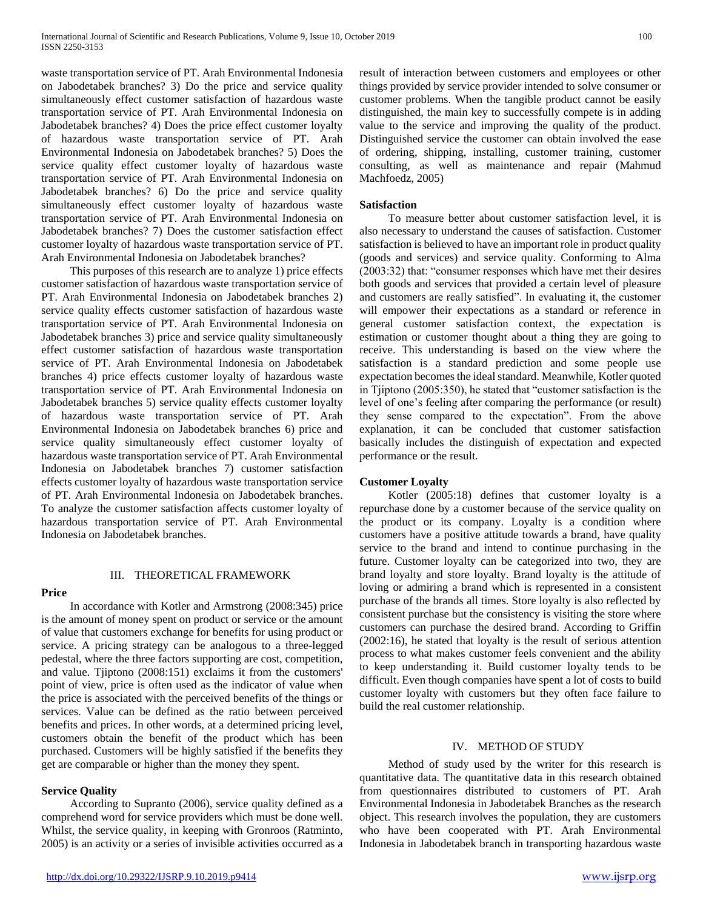waste transportation service of PT. Arah Environmental Indonesia on Jabodetabek branches? 3) Do the price and service quality simultaneously effect customer satisfaction of hazardous waste transportation service of PT. Arah Environmental Indonesia on Jabodetabek branches? 4) Does the price effect customer loyalty of hazardous waste transportation service of PT. Arah Environmental Indonesia on Jabodetabek branches? 5) Does the service quality effect customer loyalty of hazardous waste transportation service of PT. Arah Environmental Indonesia on Jabodetabek branches? 6) Do the price and service quality simultaneously effect customer loyalty of hazardous waste transportation service of PT. Arah Environmental Indonesia on Jabodetabek branches? 7) Does the customer satisfaction effect customer loyalty of hazardous waste transportation service of PT. Arah Environmental Indonesia on Jabodetabek branches?

This purposes of this research are to analyze 1) price effects customer satisfaction of hazardous waste transportation service of PT. Arah Environmental Indonesia on Jabodetabek branches 2) service quality effects customer satisfaction of hazardous waste transportation service of PT. Arah Environmental Indonesia on Jabodetabek branches 3) price and service quality simultaneously effect customer satisfaction of hazardous waste transportation service of PT. Arah Environmental Indonesia on Jabodetabek branches 4) price effects customer loyalty of hazardous waste transportation service of PT. Arah Environmental Indonesia on Jabodetabek branches 5) service quality effects customer loyalty of hazardous waste transportation service of PT. Arah Environmental Indonesia on Jabodetabek branches 6) price and service quality simultaneously effect customer loyalty of hazardous waste transportation service of PT. Arah Environmental Indonesia on Jabodetabek branches 7) customer satisfaction effects customer loyalty of hazardous waste transportation service of PT. Arah Environmental Indonesia on Jabodetabek branches. To analyze the customer satisfaction affects customer loyalty of hazardous transportation service of PT. Arah Environmental Indonesia on Jabodetabek branches.

## III. THEORETICAL FRAMEWORK

### Price

In accordance with Kotler and Armstrong (2008:345) price is the amount of money spent on product or service or the amount of value that customers exchange for benefits for using product or service. A pricing strategy can be analogous to a three-legged pedestal, where the three factors supporting are cost, competition, and value. Tjiptono (2008:151) exclaims it from the customers' point of view, price is often used as the indicator of value when the price is associated with the perceived benefits of the things or services. Value can be defined as the ratio between perceived benefits and prices. In other words, at a determined pricing level, customers obtain the benefit of the product which has been purchased. Customers will be highly satisfied if the benefits they get are comparable or higher than the money they spent.

### Service Quality

According to Supranto (2006), service quality defined as a comprehend word for service providers which must be done well. Whilst, the service quality, in keeping with Gronroos (Ratminto, 2005) is an activity or a series of invisible activities occurred as a result of interaction between customers and employees or other things provided by service provider intended to solve consumer or customer problems. When the tangible product cannot be easily distinguished, the main key to successfully compete is in adding value to the service and improving the quality of the product. Distinguished service the customer can obtain involved the ease of ordering, shipping, installing, customer training, customer consulting, as well as maintenance and repair (Mahmud Machfoedz, 2005)

### Satisfaction

To measure better about customer satisfaction level, it is also necessary to understand the causes of satisfaction. Customer satisfaction is believed to have an important role in product quality (goods and services) and service quality. Conforming to Alma (2003:32) that: "consumer responses which have met their desires both goods and services that provided a certain level of pleasure and customers are really satisfied". In evaluating it, the customer will empower their expectations as a standard or reference in general customer satisfaction context, the expectation is estimation or customer thought about a thing they are going to receive. This understanding is based on the view where the satisfaction is a standard prediction and some people use expectation becomes the ideal standard. Meanwhile, Kotler quoted in Tjiptono (2005:350), he stated that "customer satisfaction is the level of one's feeling after comparing the performance (or result) they sense compared to the expectation". From the above explanation, it can be concluded that customer satisfaction basically includes the distinguish of expectation and expected performance or the result.

### Customer Loyalty

Kotler (2005:18) defines that customer loyalty is a repurchase done by a customer because of the service quality on the product or its company. Loyalty is a condition where customers have a positive attitude towards a brand, have quality service to the brand and intend to continue purchasing in the future. Customer loyalty can be categorized into two, they are brand loyalty and store loyalty. Brand loyalty is the attitude of loving or admiring a brand which is represented in a consistent purchase of the brands all times. Store loyalty is also reflected by consistent purchase but the consistency is visiting the store where customers can purchase the desired brand. According to Griffin (2002:16), he stated that loyalty is the result of serious attention process to what makes customer feels convenient and the ability to keep understanding it. Build customer loyalty tends to be difficult. Even though companies have spent a lot of costs to build customer loyalty with customers but they often face failure to build the real customer relationship.

## IV. METHOD OF STUDY

Method of study used by the writer for this research is quantitative data. The quantitative data in this research obtained from questionnaires distributed to customers of PT. Arah Environmental Indonesia in Jabodetabek Branches as the research object. This research involves the population, they are customers who have been cooperated with PT. Arah Environmental Indonesia in Jabodetabek branch in transporting hazardous waste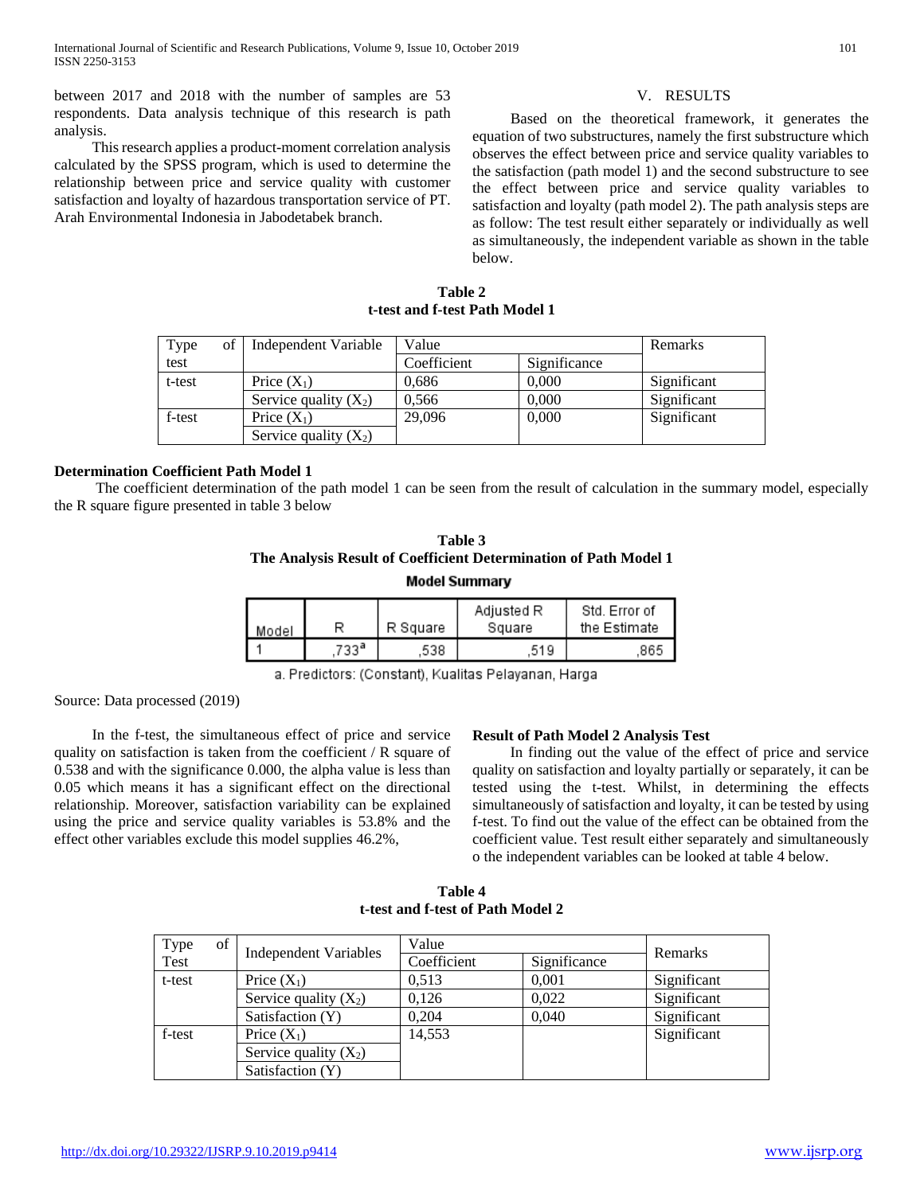between 2017 and 2018 with the number of samples are 53 respondents. Data analysis technique of this research is path analysis.

This research applies a product-moment correlation analysis calculated by the SPSS program, which is used to determine the relationship between price and service quality with customer satisfaction and loyalty of hazardous transportation service of PT. Arah Environmental Indonesia in Jabodetabek branch.

## V. RESULTS

Based on the theoretical framework, it generates the equation of two substructures, namely the first substructure which observes the effect between price and service quality variables to the satisfaction (path model 1) and the second substructure to see the effect between price and service quality variables to satisfaction and loyalty (path model 2). The path analysis steps are as follow: The test result either separately or individually as well as simultaneously, the independent variable as shown in the table below.

**Table 2**
**t-test and f-test Path Model 1**

| Type of test | Independent Variable | Value | | Remarks |
|---|---|---|---|---|
| | | Coefficient | Significance | |
| t-test | Price ($X_1$) | 0,686 | 0,000 | Significant |
| | Service quality ($X_2$) | 0,566 | 0,000 | Significant |
| f-test | Price ($X_1$) | 29,096 | 0,000 | Significant |
| | Service quality ($X_2$) | | | |

**Determination Coefficient Path Model 1**

The coefficient determination of the path model 1 can be seen from the result of calculation in the summary model, especially the R square figure presented in table 3 below

**Table 3**
**The Analysis Result of Coefficient Determination of Path Model 1**

**Model Summary**

| Model | R | R Square | Adjusted R Square | Std. Error of the Estimate |
|---|---|---|---|---|
| 1 | ,733[a] | ,538 | ,519 | ,865 |

a. Predictors: (Constant), Kualitas Pelayanan, Harga

Source: Data processed (2019)

In the f-test, the simultaneous effect of price and service quality on satisfaction is taken from the coefficient / R square of 0.538 and with the significance 0.000, the alpha value is less than 0.05 which means it has a significant effect on the directional relationship. Moreover, satisfaction variability can be explained using the price and service quality variables is 53.8% and the effect other variables exclude this model supplies 46.2%,

**Result of Path Model 2 Analysis Test**

In finding out the value of the effect of price and service quality on satisfaction and loyalty partially or separately, it can be tested using the t-test. Whilst, in determining the effects simultaneously of satisfaction and loyalty, it can be tested by using f-test. To find out the value of the effect can be obtained from the coefficient value. Test result either separately and simultaneously o the independent variables can be looked at table 4 below.

**Table 4**
**t-test and f-test of Path Model 2**

| Type of Test | Independent Variables | Value | | Remarks |
|---|---|---|---|---|
| | | Coefficient | Significance | |
| t-test | Price ($X_1$) | 0,513 | 0,001 | Significant |
| | Service quality ($X_2$) | 0,126 | 0,022 | Significant |
| | Satisfaction (Y) | 0,204 | 0,040 | Significant |
| f-test | Price ($X_1$) | 14,553 | | Significant |
| | Service quality ($X_2$) | | | |
| | Satisfaction (Y) | | | |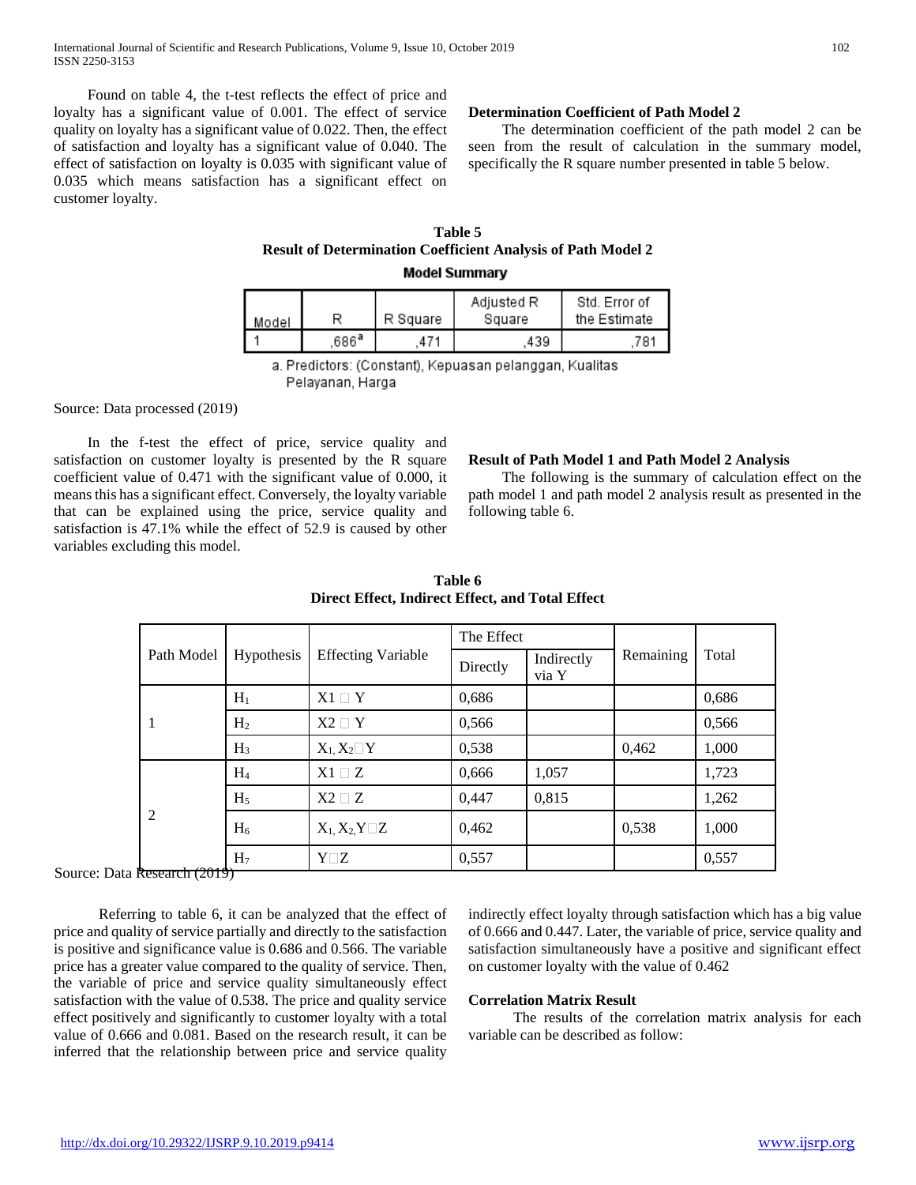Found on table 4, the t-test reflects the effect of price and loyalty has a significant value of 0.001. The effect of service quality on loyalty has a significant value of 0.022. Then, the effect of satisfaction and loyalty has a significant value of 0.040. The effect of satisfaction on loyalty is 0.035 with significant value of 0.035 which means satisfaction has a significant effect on customer loyalty.

### Determination Coefficient of Path Model 2

The determination coefficient of the path model 2 can be seen from the result of calculation in the summary model, specifically the R square number presented in table 5 below.

**Table 5**
**Result of Determination Coefficient Analysis of Path Model 2**

**Model Summary**

| Model | R | R Square | Adjusted R Square | Std. Error of the Estimate |
|---|---|---|---|---|
| 1 | ,686[a] | ,471 | ,439 | ,781 |

a. Predictors: (Constant), Kepuasan pelanggan, Kualitas Pelayanan, Harga

Source: Data processed (2019)

In the f-test the effect of price, service quality and satisfaction on customer loyalty is presented by the R square coefficient value of 0.471 with the significant value of 0.000, it means this has a significant effect. Conversely, the loyalty variable that can be explained using the price, service quality and satisfaction is 47.1% while the effect of 52.9 is caused by other variables excluding this model.

### Result of Path Model 1 and Path Model 2 Analysis

The following is the summary of calculation effect on the path model 1 and path model 2 analysis result as presented in the following table 6.

**Table 6**
**Direct Effect, Indirect Effect, and Total Effect**

| Path Model | Hypothesis | Effecting Variable | The Effect | | Remaining | Total |
|---|---|---|---|---|---|---|
| | | | Directly | Indirectly via Y | | |
| 1 | $H_1$ | X1 □ Y | 0,686 | | | 0,686 |
| | $H_2$ | X2 □ Y | 0,566 | | | 0,566 |
| | $H_3$ | $X_1, X_2$□Y | 0,538 | | 0,462 | 1,000 |
| 2 | $H_4$ | X1 □ Z | 0,666 | 1,057 | | 1,723 |
| | $H_5$ | X2 □ Z | 0,447 | 0,815 | | 1,262 |
| | $H_6$ | $X_1, X_2, Y$□Z | 0,462 | | 0,538 | 1,000 |
| | $H_7$ | Y□Z | 0,557 | | | 0,557 |

Source: Data Research (2019)

Referring to table 6, it can be analyzed that the effect of price and quality of service partially and directly to the satisfaction is positive and significance value is 0.686 and 0.566. The variable price has a greater value compared to the quality of service. Then, the variable of price and service quality simultaneously effect satisfaction with the value of 0.538. The price and quality service effect positively and significantly to customer loyalty with a total value of 0.666 and 0.081. Based on the research result, it can be inferred that the relationship between price and service quality indirectly effect loyalty through satisfaction which has a big value of 0.666 and 0.447. Later, the variable of price, service quality and satisfaction simultaneously have a positive and significant effect on customer loyalty with the value of 0.462

### Correlation Matrix Result

The results of the correlation matrix analysis for each variable can be described as follow: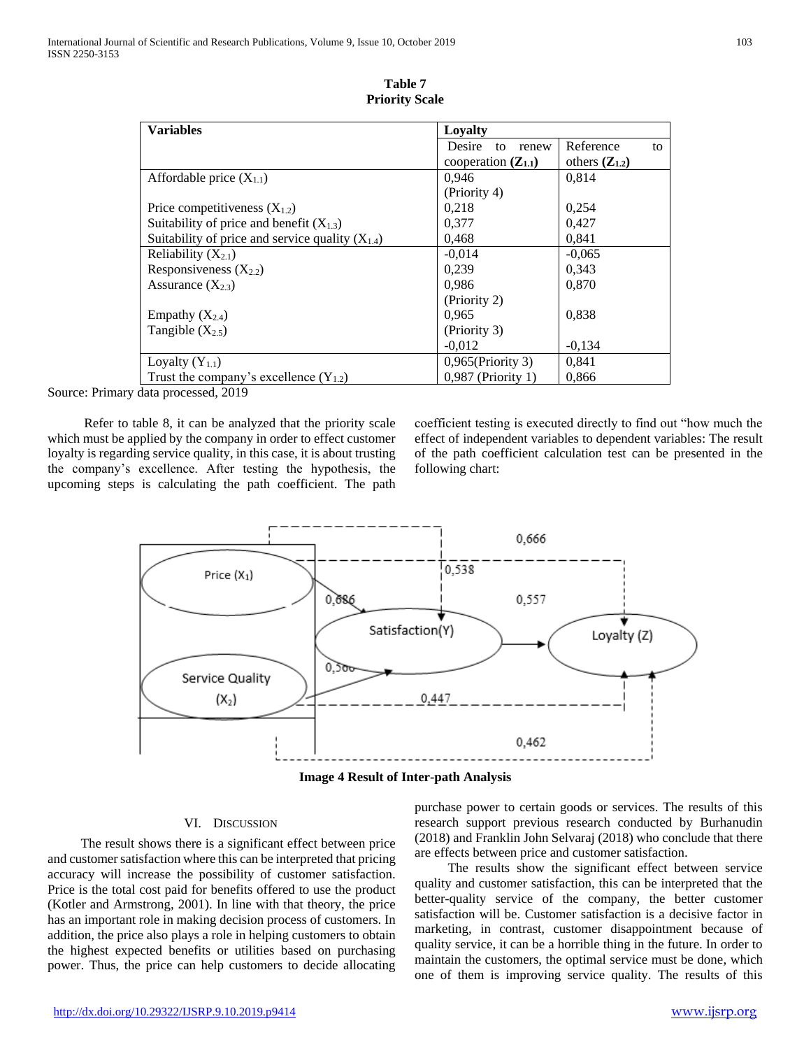**Table 7**
**Priority Scale**

| Variables | Loyalty | |
|---|---|---|
| | Desire to renew cooperation **($Z_{1.1}$)** | Reference to others **($Z_{1.2}$)** |
| Affordable price ($X_{1.1}$) | 0,946 (Priority 4) | 0,814 |
| Price competitiveness ($X_{1.2}$) | 0,218 | 0,254 |
| Suitability of price and benefit ($X_{1.3}$) | 0,377 | 0,427 |
| Suitability of price and service quality ($X_{1.4}$) | 0,468 | 0,841 |
| Reliability ($X_{2.1}$) | -0,014 | -0,065 |
| Responsiveness ($X_{2.2}$) | 0,239 | 0,343 |
| Assurance ($X_{2.3}$) | 0,986 (Priority 2) | 0,870 |
| Empathy ($X_{2.4}$) | 0,965 (Priority 3) | 0,838 |
| Tangible ($X_{2.5}$) | -0,012 | -0,134 |
| Loyalty ($Y_{1.1}$) | 0,965(Priority 3) | 0,841 |
| Trust the company's excellence ($Y_{1.2}$) | 0,987 (Priority 1) | 0,866 |

Source: Primary data processed, 2019

Refer to table 8, it can be analyzed that the priority scale which must be applied by the company in order to effect customer loyalty is regarding service quality, in this case, it is about trusting the company's excellence. After testing the hypothesis, the upcoming steps is calculating the path coefficient. The path coefficient testing is executed directly to find out "how much the effect of independent variables to dependent variables: The result of the path coefficient calculation test can be presented in the following chart:

**Image 4 Result of Inter-path Analysis**

## VI. Discussion

The result shows there is a significant effect between price and customer satisfaction where this can be interpreted that pricing accuracy will increase the possibility of customer satisfaction. Price is the total cost paid for benefits offered to use the product (Kotler and Armstrong, 2001). In line with that theory, the price has an important role in making decision process of customers. In addition, the price also plays a role in helping customers to obtain the highest expected benefits or utilities based on purchasing power. Thus, the price can help customers to decide allocating purchase power to certain goods or services. The results of this research support previous research conducted by Burhanudin (2018) and Franklin John Selvaraj (2018) who conclude that there are effects between price and customer satisfaction.

The results show the significant effect between service quality and customer satisfaction, this can be interpreted that the better-quality service of the company, the better customer satisfaction will be. Customer satisfaction is a decisive factor in marketing, in contrast, customer disappointment because of quality service, it can be a horrible thing in the future. In order to maintain the customers, the optimal service must be done, which one of them is improving service quality. The results of this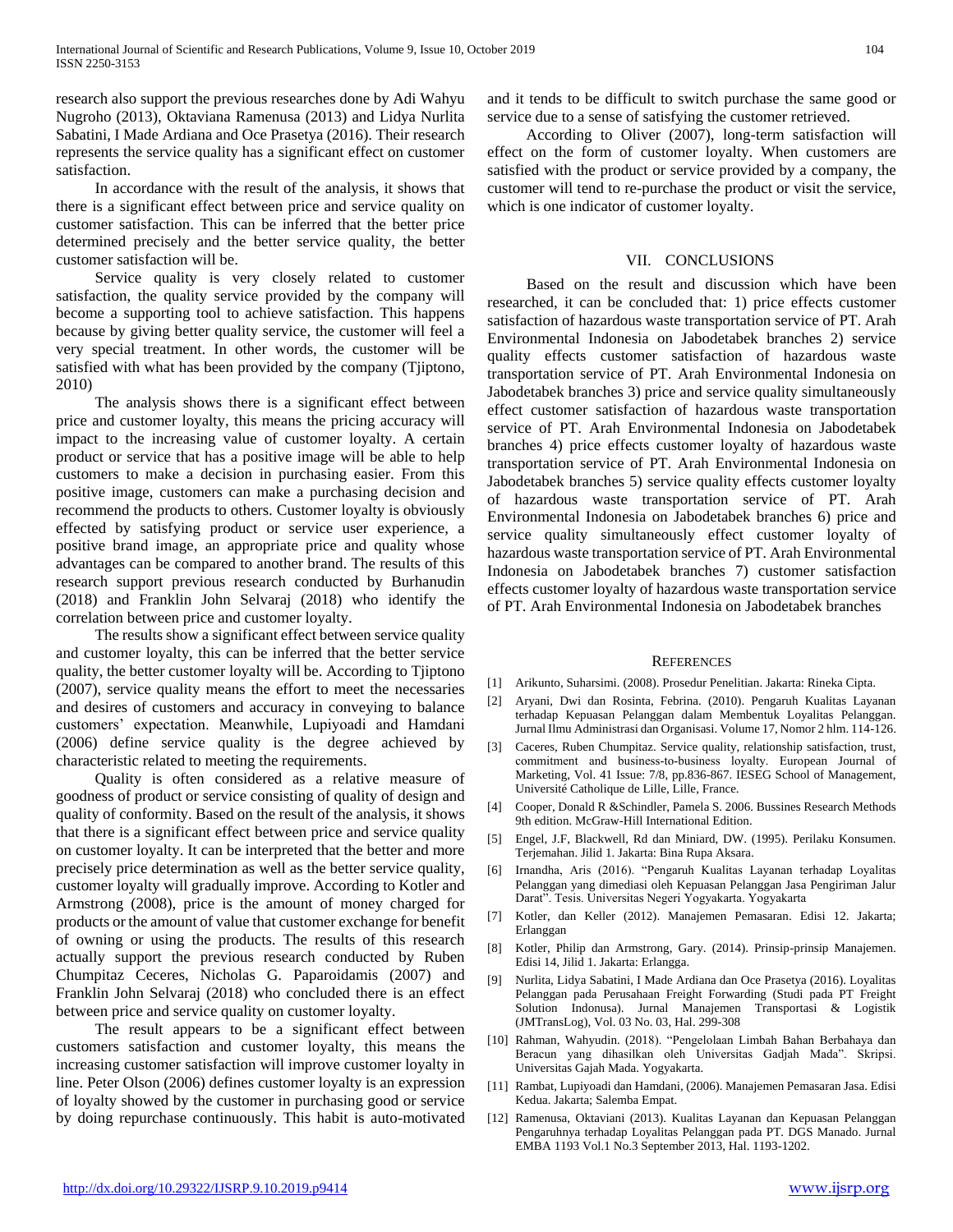research also support the previous researches done by Adi Wahyu Nugroho (2013), Oktaviana Ramenusa (2013) and Lidya Nurlita Sabatini, I Made Ardiana and Oce Prasetya (2016). Their research represents the service quality has a significant effect on customer satisfaction.

In accordance with the result of the analysis, it shows that there is a significant effect between price and service quality on customer satisfaction. This can be inferred that the better price determined precisely and the better service quality, the better customer satisfaction will be.

Service quality is very closely related to customer satisfaction, the quality service provided by the company will become a supporting tool to achieve satisfaction. This happens because by giving better quality service, the customer will feel a very special treatment. In other words, the customer will be satisfied with what has been provided by the company (Tjiptono, 2010)

The analysis shows there is a significant effect between price and customer loyalty, this means the pricing accuracy will impact to the increasing value of customer loyalty. A certain product or service that has a positive image will be able to help customers to make a decision in purchasing easier. From this positive image, customers can make a purchasing decision and recommend the products to others. Customer loyalty is obviously effected by satisfying product or service user experience, a positive brand image, an appropriate price and quality whose advantages can be compared to another brand. The results of this research support previous research conducted by Burhanudin (2018) and Franklin John Selvaraj (2018) who identify the correlation between price and customer loyalty.

The results show a significant effect between service quality and customer loyalty, this can be inferred that the better service quality, the better customer loyalty will be. According to Tjiptono (2007), service quality means the effort to meet the necessaries and desires of customers and accuracy in conveying to balance customers' expectation. Meanwhile, Lupiyoadi and Hamdani (2006) define service quality is the degree achieved by characteristic related to meeting the requirements.

Quality is often considered as a relative measure of goodness of product or service consisting of quality of design and quality of conformity. Based on the result of the analysis, it shows that there is a significant effect between price and service quality on customer loyalty. It can be interpreted that the better and more precisely price determination as well as the better service quality, customer loyalty will gradually improve. According to Kotler and Armstrong (2008), price is the amount of money charged for products or the amount of value that customer exchange for benefit of owning or using the products. The results of this research actually support the previous research conducted by Ruben Chumpitaz Ceceres, Nicholas G. Paparoidamis (2007) and Franklin John Selvaraj (2018) who concluded there is an effect between price and service quality on customer loyalty.

The result appears to be a significant effect between customers satisfaction and customer loyalty, this means the increasing customer satisfaction will improve customer loyalty in line. Peter Olson (2006) defines customer loyalty is an expression of loyalty showed by the customer in purchasing good or service by doing repurchase continuously. This habit is auto-motivated and it tends to be difficult to switch purchase the same good or service due to a sense of satisfying the customer retrieved.

According to Oliver (2007), long-term satisfaction will effect on the form of customer loyalty. When customers are satisfied with the product or service provided by a company, the customer will tend to re-purchase the product or visit the service, which is one indicator of customer loyalty.

## VII. CONCLUSIONS

Based on the result and discussion which have been researched, it can be concluded that: 1) price effects customer satisfaction of hazardous waste transportation service of PT. Arah Environmental Indonesia on Jabodetabek branches 2) service quality effects customer satisfaction of hazardous waste transportation service of PT. Arah Environmental Indonesia on Jabodetabek branches 3) price and service quality simultaneously effect customer satisfaction of hazardous waste transportation service of PT. Arah Environmental Indonesia on Jabodetabek branches 4) price effects customer loyalty of hazardous waste transportation service of PT. Arah Environmental Indonesia on Jabodetabek branches 5) service quality effects customer loyalty of hazardous waste transportation service of PT. Arah Environmental Indonesia on Jabodetabek branches 6) price and service quality simultaneously effect customer loyalty of hazardous waste transportation service of PT. Arah Environmental Indonesia on Jabodetabek branches 7) customer satisfaction effects customer loyalty of hazardous waste transportation service of PT. Arah Environmental Indonesia on Jabodetabek branches

## REFERENCES

[1] Arikunto, Suharsimi. (2008). Prosedur Penelitian. Jakarta: Rineka Cipta.

[2] Aryani, Dwi dan Rosinta, Febrina. (2010). Pengaruh Kualitas Layanan terhadap Kepuasan Pelanggan dalam Membentuk Loyalitas Pelanggan. Jurnal Ilmu Administrasi dan Organisasi. Volume 17, Nomor 2 hlm. 114-126.

[3] Caceres, Ruben Chumpitaz. Service quality, relationship satisfaction, trust, commitment and business-to-business loyalty. European Journal of Marketing, Vol. 41 Issue: 7/8, pp.836-867. IESEG School of Management, Université Catholique de Lille, Lille, France.

[4] Cooper, Donald R &Schindler, Pamela S. 2006. Bussines Research Methods 9th edition. McGraw-Hill International Edition.

[5] Engel, J.F, Blackwell, Rd dan Miniard, DW. (1995). Perilaku Konsumen. Terjemahan. Jilid 1. Jakarta: Bina Rupa Aksara.

[6] Irnandha, Aris (2016). "Pengaruh Kualitas Layanan terhadap Loyalitas Pelanggan yang dimediasi oleh Kepuasan Pelanggan Jasa Pengiriman Jalur Darat". Tesis. Universitas Negeri Yogyakarta. Yogyakarta

[7] Kotler, dan Keller (2012). Manajemen Pemasaran. Edisi 12. Jakarta; Erlanggan

[8] Kotler, Philip dan Armstrong, Gary. (2014). Prinsip-prinsip Manajemen. Edisi 14, Jilid 1. Jakarta: Erlangga.

[9] Nurlita, Lidya Sabatini, I Made Ardiana dan Oce Prasetya (2016). Loyalitas Pelanggan pada Perusahaan Freight Forwarding (Studi pada PT Freight Solution Indonusa). Jurnal Manajemen Transportasi & Logistik (JMTransLog), Vol. 03 No. 03, Hal. 299-308

[10] Rahman, Wahyudin. (2018). "Pengelolaan Limbah Bahan Berbahaya dan Beracun yang dihasilkan oleh Universitas Gadjah Mada". Skripsi. Universitas Gajah Mada. Yogyakarta.

[11] Rambat, Lupiyoadi dan Hamdani, (2006). Manajemen Pemasaran Jasa. Edisi Kedua. Jakarta; Salemba Empat.

[12] Ramenusa, Oktaviani (2013). Kualitas Layanan dan Kepuasan Pelanggan Pengaruhnya terhadap Loyalitas Pelanggan pada PT. DGS Manado. Jurnal EMBA 1193 Vol.1 No.3 September 2013, Hal. 1193-1202.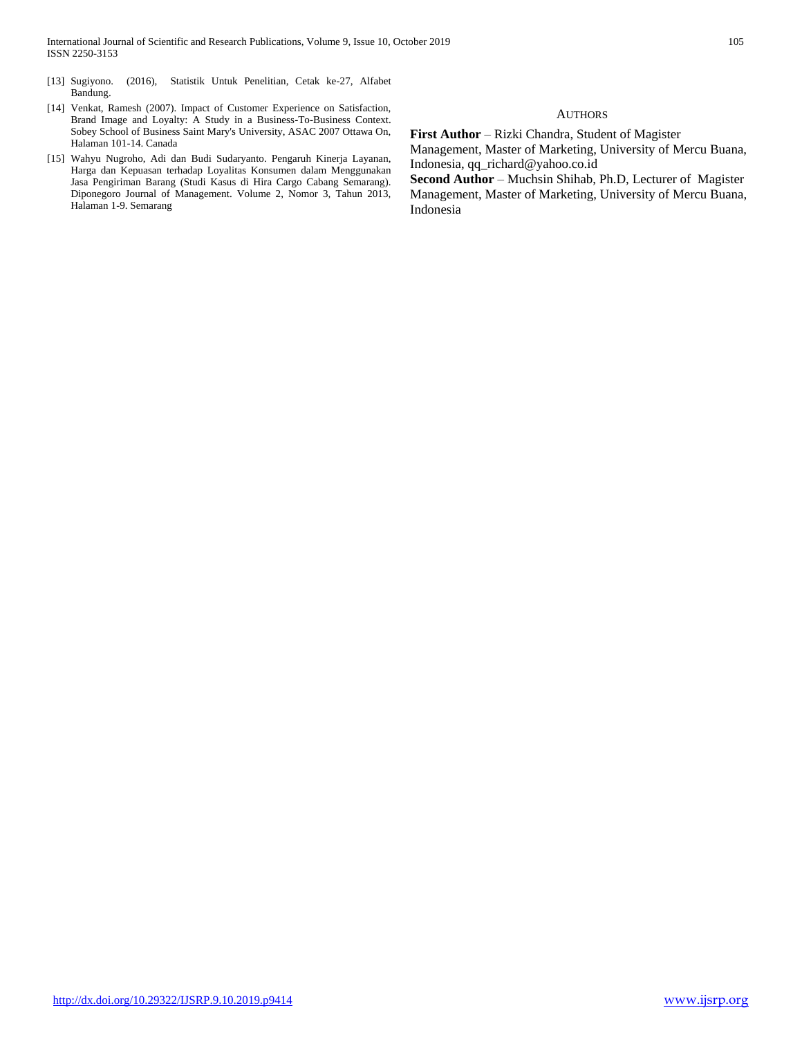[13] Sugiyono. (2016), Statistik Untuk Penelitian, Cetak ke-27, Alfabet Bandung.

[14] Venkat, Ramesh (2007). Impact of Customer Experience on Satisfaction, Brand Image and Loyalty: A Study in a Business-To-Business Context. Sobey School of Business Saint Mary's University, ASAC 2007 Ottawa On, Halaman 101-14. Canada

[15] Wahyu Nugroho, Adi dan Budi Sudaryanto. Pengaruh Kinerja Layanan, Harga dan Kepuasan terhadap Loyalitas Konsumen dalam Menggunakan Jasa Pengiriman Barang (Studi Kasus di Hira Cargo Cabang Semarang). Diponegoro Journal of Management. Volume 2, Nomor 3, Tahun 2013, Halaman 1-9. Semarang

## AUTHORS

**First Author** – Rizki Chandra, Student of Magister Management, Master of Marketing, University of Mercu Buana, Indonesia, qq_richard@yahoo.co.id

**Second Author** – Muchsin Shihab, Ph.D, Lecturer of Magister Management, Master of Marketing, University of Mercu Buana, Indonesia